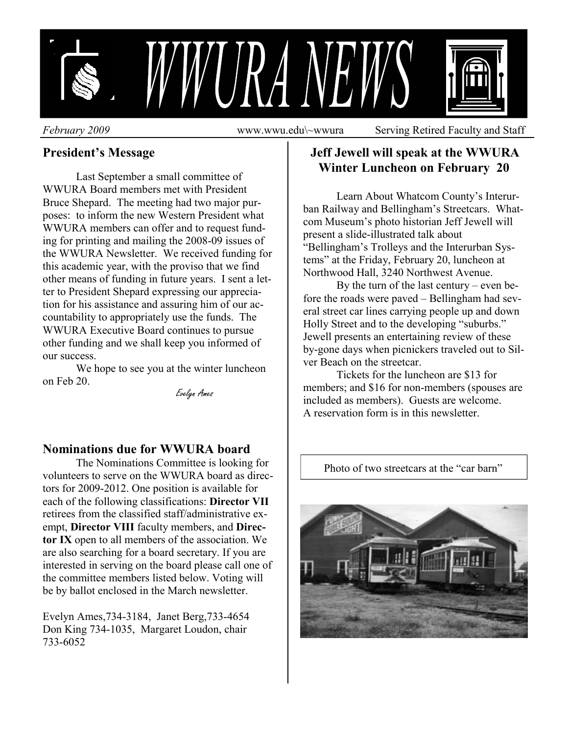# WWURA NEWS

*February 2009* www.wwu.edu\~wwura Serving Retired Faculty and Staff

## President's Message

Last September a small committee of WWURA Board members met with President Bruce Shepard. The meeting had two major purposes: to inform the new Western President what WWURA members can offer and to request funding for printing and mailing the 2008-09 issues of the WWURA Newsletter. We received funding for this academic year, with the proviso that we find other means of funding in future years. I sent a letter to President Shepard expressing our appreciation for his assistance and assuring him of our accountability to appropriately use the funds. The WWURA Executive Board continues to pursue other funding and we shall keep you informed of our success.

We hope to see you at the winter luncheon on Feb 20.

Evelyn Ames

## Nominations due for WWURA board

The Nominations Committee is looking for volunteers to serve on the WWURA board as directors for 2009-2012. One position is available for each of the following classifications: **Director VII** retirees from the classified staff/administrative exempt, **Director VIII** faculty members, and **Director IX** open to all members of the association. We are also searching for a board secretary. If you are interested in serving on the board please call one of the committee members listed below. Voting will be by ballot enclosed in the March newsletter.

Evelyn Ames,734-3184, Janet Berg,733-4654
Don King 734-1035, Margaret Loudon, chair 733-6052

## Jeff Jewell will speak at the WWURA Winter Luncheon on February 20

Learn About Whatcom County's Interurban Railway and Bellingham's Streetcars. Whatcom Museum's photo historian Jeff Jewell will present a slide-illustrated talk about "Bellingham's Trolleys and the Interurban Systems" at the Friday, February 20, luncheon at Northwood Hall, 3240 Northwest Avenue.

By the turn of the last century – even before the roads were paved – Bellingham had several street car lines carrying people up and down Holly Street and to the developing "suburbs." Jewell presents an entertaining review of these by-gone days when picnickers traveled out to Silver Beach on the streetcar.

Tickets for the luncheon are $13 for members; and $16 for non-members (spouses are included as members). Guests are welcome.
A reservation form is in this newsletter.

Photo of two streetcars at the "car barn"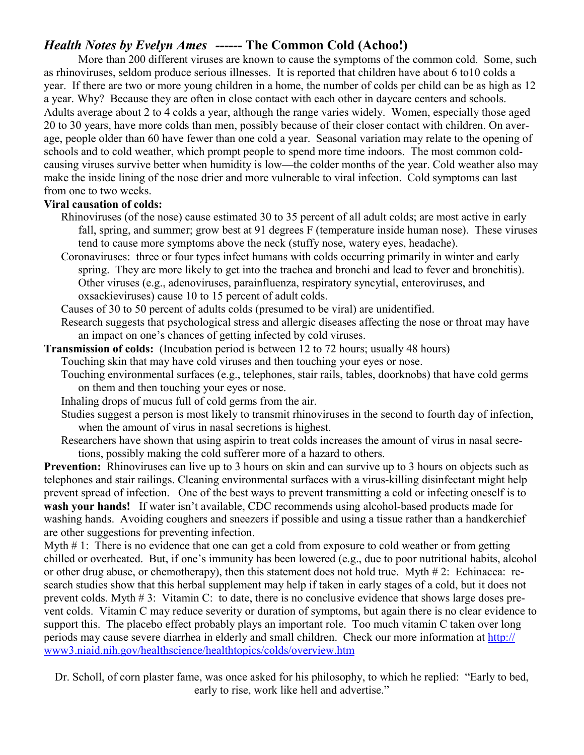## *Health Notes by Evelyn Ames* ------ The Common Cold (Achoo!)

More than 200 different viruses are known to cause the symptoms of the common cold. Some, such as rhinoviruses, seldom produce serious illnesses. It is reported that children have about 6 to10 colds a year. If there are two or more young children in a home, the number of colds per child can be as high as 12 a year. Why? Because they are often in close contact with each other in daycare centers and schools. Adults average about 2 to 4 colds a year, although the range varies widely. Women, especially those aged 20 to 30 years, have more colds than men, possibly because of their closer contact with children. On average, people older than 60 have fewer than one cold a year. Seasonal variation may relate to the opening of schools and to cold weather, which prompt people to spend more time indoors. The most common cold-causing viruses survive better when humidity is low—the colder months of the year. Cold weather also may make the inside lining of the nose drier and more vulnerable to viral infection. Cold symptoms can last from one to two weeks.

**Viral causation of colds:**

Rhinoviruses (of the nose) cause estimated 30 to 35 percent of all adult colds; are most active in early fall, spring, and summer; grow best at 91 degrees F (temperature inside human nose). These viruses tend to cause more symptoms above the neck (stuffy nose, watery eyes, headache).

Coronaviruses: three or four types infect humans with colds occurring primarily in winter and early spring. They are more likely to get into the trachea and bronchi and lead to fever and bronchitis). Other viruses (e.g., adenoviruses, parainfluenza, respiratory syncytial, enteroviruses, and oxsackieviruses) cause 10 to 15 percent of adult colds.

Causes of 30 to 50 percent of adults colds (presumed to be viral) are unidentified.

Research suggests that psychological stress and allergic diseases affecting the nose or throat may have an impact on one's chances of getting infected by cold viruses.

**Transmission of colds:** (Incubation period is between 12 to 72 hours; usually 48 hours)

Touching skin that may have cold viruses and then touching your eyes or nose.

Touching environmental surfaces (e.g., telephones, stair rails, tables, doorknobs) that have cold germs on them and then touching your eyes or nose.

Inhaling drops of mucus full of cold germs from the air.

Studies suggest a person is most likely to transmit rhinoviruses in the second to fourth day of infection, when the amount of virus in nasal secretions is highest.

Researchers have shown that using aspirin to treat colds increases the amount of virus in nasal secretions, possibly making the cold sufferer more of a hazard to others.

**Prevention:** Rhinoviruses can live up to 3 hours on skin and can survive up to 3 hours on objects such as telephones and stair railings. Cleaning environmental surfaces with a virus-killing disinfectant might help prevent spread of infection. One of the best ways to prevent transmitting a cold or infecting oneself is to **wash your hands!** If water isn't available, CDC recommends using alcohol-based products made for washing hands. Avoiding coughers and sneezers if possible and using a tissue rather than a handkerchief are other suggestions for preventing infection.

Myth # 1: There is no evidence that one can get a cold from exposure to cold weather or from getting chilled or overheated. But, if one's immunity has been lowered (e.g., due to poor nutritional habits, alcohol or other drug abuse, or chemotherapy), then this statement does not hold true. Myth # 2: Echinacea: research studies show that this herbal supplement may help if taken in early stages of a cold, but it does not prevent colds. Myth # 3: Vitamin C: to date, there is no conclusive evidence that shows large doses prevent colds. Vitamin C may reduce severity or duration of symptoms, but again there is no clear evidence to support this. The placebo effect probably plays an important role. Too much vitamin C taken over long periods may cause severe diarrhea in elderly and small children. Check our more information at [http://www3.niaid.nih.gov/healthscience/healthtopics/colds/overview.htm](http://www3.niaid.nih.gov/healthscience/healthtopics/colds/overview.htm)

Dr. Scholl, of corn plaster fame, was once asked for his philosophy, to which he replied: "Early to bed, early to rise, work like hell and advertise."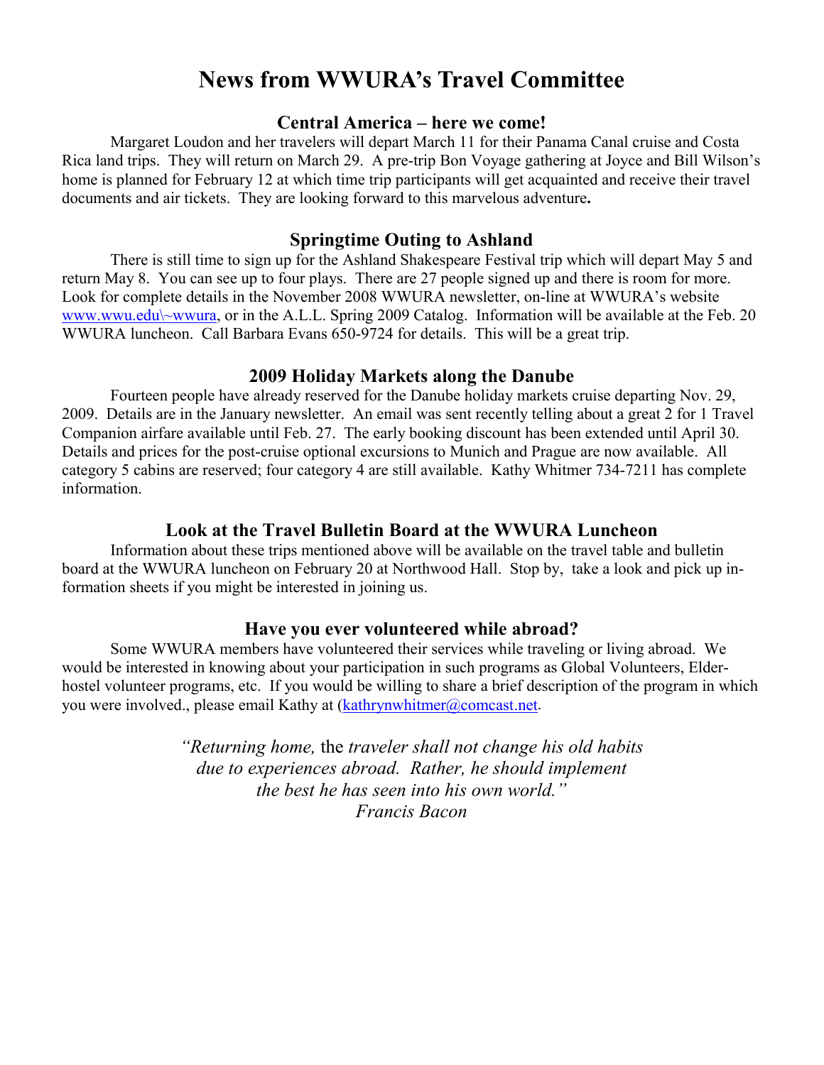# News from WWURA's Travel Committee

## Central America – here we come!

Margaret Loudon and her travelers will depart March 11 for their Panama Canal cruise and Costa Rica land trips. They will return on March 29. A pre-trip Bon Voyage gathering at Joyce and Bill Wilson's home is planned for February 12 at which time trip participants will get acquainted and receive their travel documents and air tickets. They are looking forward to this marvelous adventure**.**

## Springtime Outing to Ashland

There is still time to sign up for the Ashland Shakespeare Festival trip which will depart May 5 and return May 8. You can see up to four plays. There are 27 people signed up and there is room for more. Look for complete details in the November 2008 WWURA newsletter, on-line at WWURA's website www.wwu.edu\~wwura, or in the A.L.L. Spring 2009 Catalog. Information will be available at the Feb. 20 WWURA luncheon. Call Barbara Evans 650-9724 for details. This will be a great trip.

## 2009 Holiday Markets along the Danube

Fourteen people have already reserved for the Danube holiday markets cruise departing Nov. 29, 2009. Details are in the January newsletter. An email was sent recently telling about a great 2 for 1 Travel Companion airfare available until Feb. 27. The early booking discount has been extended until April 30. Details and prices for the post-cruise optional excursions to Munich and Prague are now available. All category 5 cabins are reserved; four category 4 are still available. Kathy Whitmer 734-7211 has complete information.

## Look at the Travel Bulletin Board at the WWURA Luncheon

Information about these trips mentioned above will be available on the travel table and bulletin board at the WWURA luncheon on February 20 at Northwood Hall. Stop by, take a look and pick up information sheets if you might be interested in joining us.

## Have you ever volunteered while abroad?

Some WWURA members have volunteered their services while traveling or living abroad. We would be interested in knowing about your participation in such programs as Global Volunteers, Elderhostel volunteer programs, etc. If you would be willing to share a brief description of the program in which you were involved., please email Kathy at (kathrynwhitmer@comcast.net.

*"Returning home,* the *traveler shall not change his old habits due to experiences abroad. Rather, he should implement the best he has seen into his own world."*
*Francis Bacon*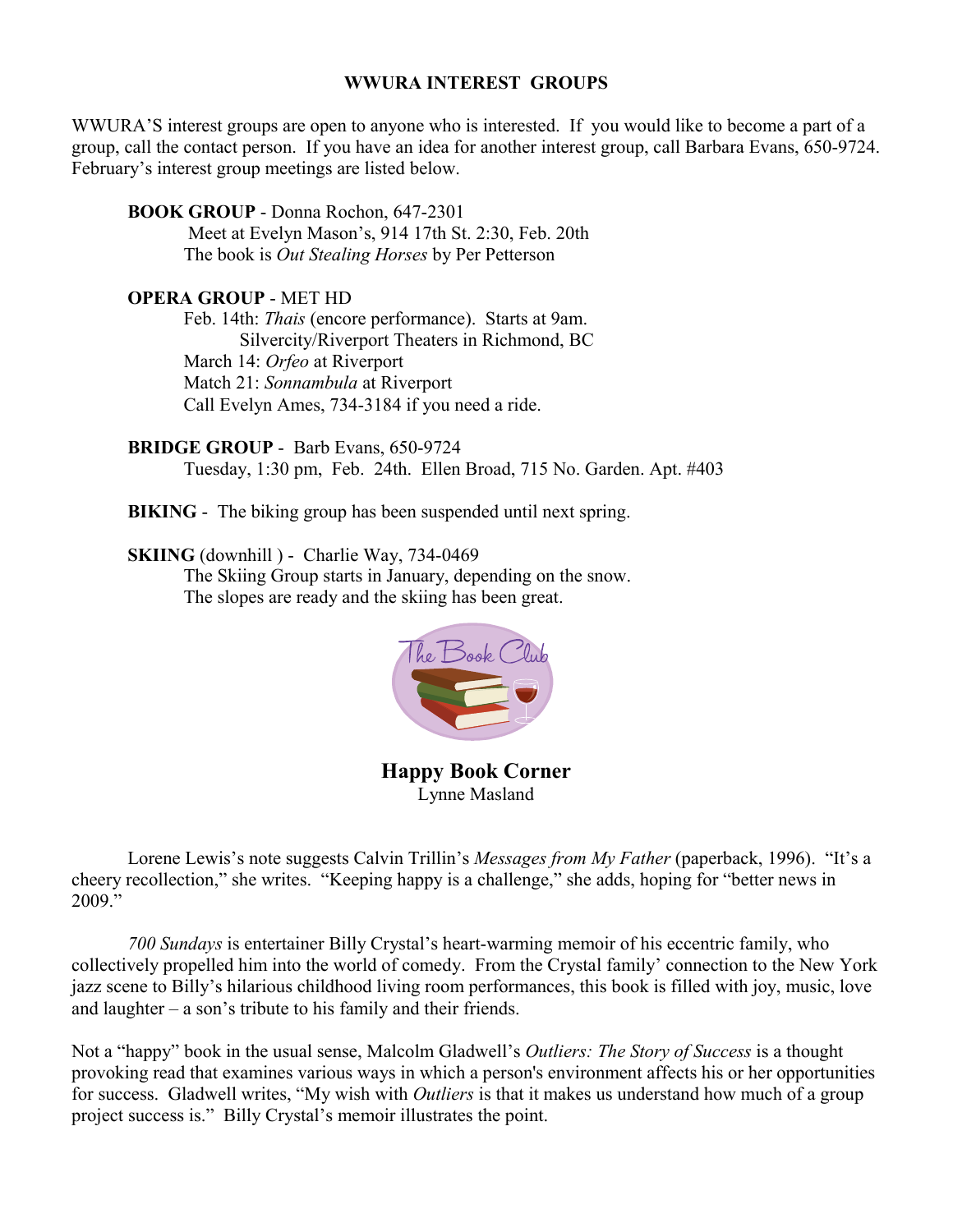## WWURA INTEREST GROUPS

WWURA'S interest groups are open to anyone who is interested. If you would like to become a part of a group, call the contact person. If you have an idea for another interest group, call Barbara Evans, 650-9724. February's interest group meetings are listed below.

**BOOK GROUP** - Donna Rochon, 647-2301
Meet at Evelyn Mason's, 914 17th St. 2:30, Feb. 20th
The book is *Out Stealing Horses* by Per Petterson

**OPERA GROUP** - MET HD
Feb. 14th: *Thais* (encore performance). Starts at 9am.
Silvercity/Riverport Theaters in Richmond, BC
March 14: *Orfeo* at Riverport
Match 21: *Sonnambula* at Riverport
Call Evelyn Ames, 734-3184 if you need a ride.

**BRIDGE GROUP** - Barb Evans, 650-9724
Tuesday, 1:30 pm, Feb. 24th. Ellen Broad, 715 No. Garden. Apt. #403

**BIKING** - The biking group has been suspended until next spring.

**SKIING** (downhill ) - Charlie Way, 734-0469
The Skiing Group starts in January, depending on the snow.
The slopes are ready and the skiing has been great.

The Book Club

## Happy Book Corner

Lynne Masland

Lorene Lewis's note suggests Calvin Trillin's *Messages from My Father* (paperback, 1996). "It's a cheery recollection," she writes. "Keeping happy is a challenge," she adds, hoping for "better news in 2009."

*700 Sundays* is entertainer Billy Crystal's heart-warming memoir of his eccentric family, who collectively propelled him into the world of comedy. From the Crystal family' connection to the New York jazz scene to Billy's hilarious childhood living room performances, this book is filled with joy, music, love and laughter – a son's tribute to his family and their friends.

Not a "happy" book in the usual sense, Malcolm Gladwell's *Outliers: The Story of Success* is a thought provoking read that examines various ways in which a person's environment affects his or her opportunities for success. Gladwell writes, "My wish with *Outliers* is that it makes us understand how much of a group project success is." Billy Crystal's memoir illustrates the point.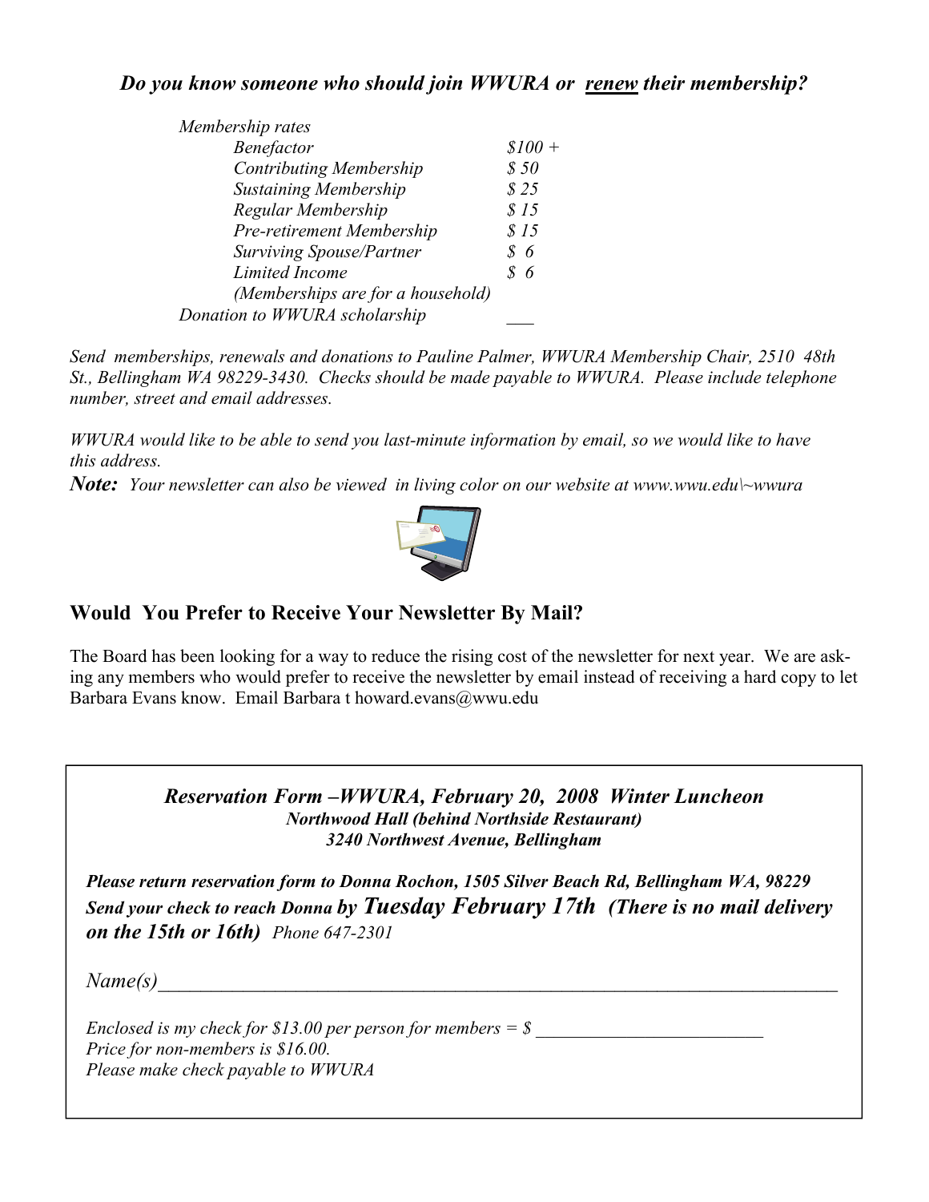### *Do you know someone who should join WWURA or renew their membership?*

*Membership rates*

| | |
|---|---|
| *Benefactor* | *$100 +* |
| *Contributing Membership* | *$ 50* |
| *Sustaining Membership* | *$ 25* |
| *Regular Membership* | *$ 15* |
| *Pre-retirement Membership* | *$ 15* |
| *Surviving Spouse/Partner* | *$ 6* |
| *Limited Income* | *$ 6* |
| *(Memberships are for a household)* | |
| *Donation to WWURA scholarship* | ___ |

*Send memberships, renewals and donations to Pauline Palmer, WWURA Membership Chair, 2510 48th St., Bellingham WA 98229-3430. Checks should be made payable to WWURA. Please include telephone number, street and email addresses.*

*WWURA would like to be able to send you last-minute information by email, so we would like to have this address.*

***Note:*** *Your newsletter can also be viewed in living color on our website at www.wwu.edu\~wwura*

## Would You Prefer to Receive Your Newsletter By Mail?

The Board has been looking for a way to reduce the rising cost of the newsletter for next year. We are asking any members who would prefer to receive the newsletter by email instead of receiving a hard copy to let Barbara Evans know. Email Barbara t howard.evans@wwu.edu

---

### *Reservation Form –WWURA, February 20, 2008 Winter Luncheon*

***Northwood Hall (behind Northside Restaurant)***
***3240 Northwest Avenue, Bellingham***

***Please return reservation form to Donna Rochon, 1505 Silver Beach Rd, Bellingham WA, 98229***
***Send your check to reach Donna by Tuesday February 17th (There is no mail delivery on the 15th or 16th)*** *Phone 647-2301*

*Name(s)*___________________________________________________________________

*Enclosed is my check for $13.00 per person for members = $* _________________________
*Price for non-members is $16.00.*
*Please make check payable to WWURA*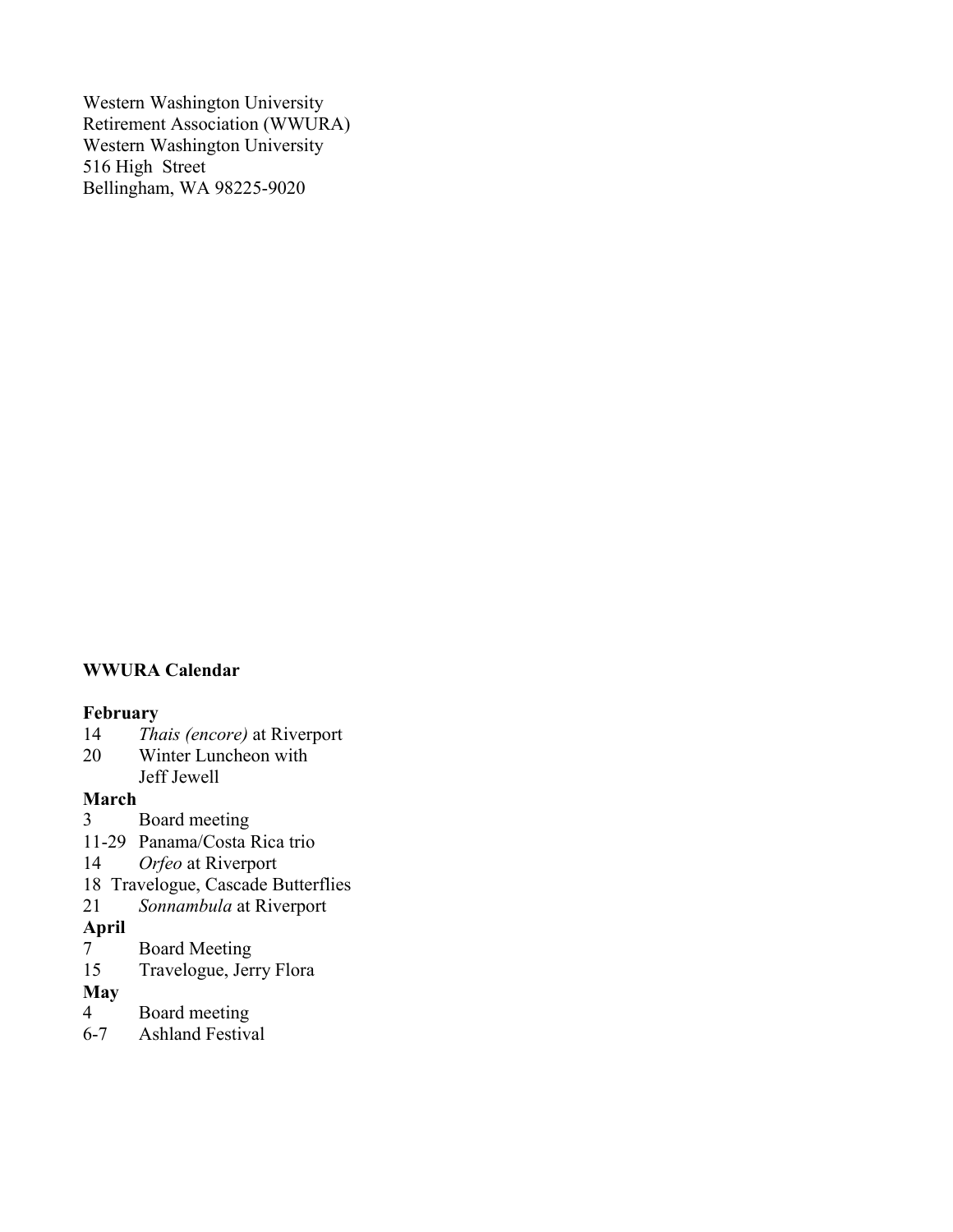Western Washington University
Retirement Association (WWURA)
Western Washington University
516 High Street
Bellingham, WA 98225-9020

**WWURA Calendar**

**February**

14 *Thais (encore)* at Riverport

20 Winter Luncheon with Jeff Jewell

**March**

3 Board meeting

11-29 Panama/Costa Rica trio

14 *Orfeo* at Riverport

18 Travelogue, Cascade Butterflies

21 *Sonnambula* at Riverport

**April**

7 Board Meeting

15 Travelogue, Jerry Flora

**May**

4 Board meeting

6-7 Ashland Festival